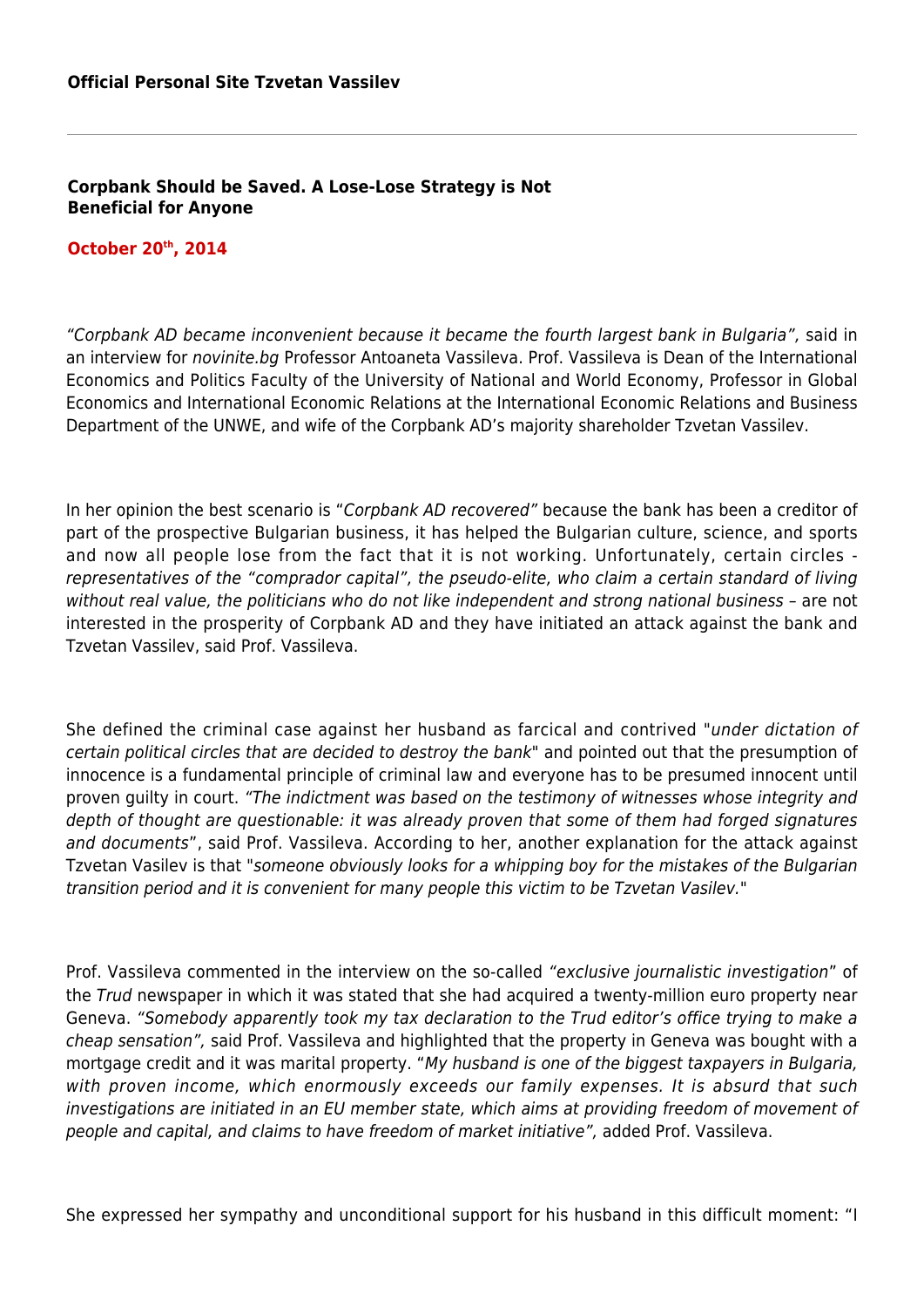**Official Personal Site Tzvetan Vassilev**

---

## Corpbank Should be Saved. A Lose-Lose Strategy is Not Beneficial for Anyone

**October 20th, 2014**

*"Corpbank AD became inconvenient because it became the fourth largest bank in Bulgaria",* said in an interview for *novinite.bg* Professor Antoaneta Vassileva. Prof. Vassileva is Dean of the International Economics and Politics Faculty of the University of National and World Economy, Professor in Global Economics and International Economic Relations at the International Economic Relations and Business Department of the UNWE, and wife of the Corpbank AD's majority shareholder Tzvetan Vassilev.

In her opinion the best scenario is "*Corpbank AD recovered"* because the bank has been a creditor of part of the prospective Bulgarian business, it has helped the Bulgarian culture, science, and sports and now all people lose from the fact that it is not working. Unfortunately, certain circles - *representatives of the "comprador capital", the pseudo-elite, who claim a certain standard of living without real value, the politicians who do not like independent and strong national business* – are not interested in the prosperity of Corpbank AD and they have initiated an attack against the bank and Tzvetan Vassilev, said Prof. Vassileva.

She defined the criminal case against her husband as farcical and contrived "*under dictation of certain political circles that are decided to destroy the bank*" and pointed out that the presumption of innocence is a fundamental principle of criminal law and everyone has to be presumed innocent until proven guilty in court. *"The indictment was based on the testimony of witnesses whose integrity and depth of thought are questionable: it was already proven that some of them had forged signatures and documents*", said Prof. Vassileva. According to her, another explanation for the attack against Tzvetan Vasilev is that "*someone obviously looks for a whipping boy for the mistakes of the Bulgarian transition period and it is convenient for many people this victim to be Tzvetan Vasilev.*"

Prof. Vassileva commented in the interview on the so-called *"exclusive journalistic investigation*" of the *Trud* newspaper in which it was stated that she had acquired a twenty-million euro property near Geneva. *"Somebody apparently took my tax declaration to the Trud editor's office trying to make a cheap sensation",* said Prof. Vassileva and highlighted that the property in Geneva was bought with a mortgage credit and it was marital property. "*My husband is one of the biggest taxpayers in Bulgaria, with proven income, which enormously exceeds our family expenses. It is absurd that such investigations are initiated in an EU member state, which aims at providing freedom of movement of people and capital, and claims to have freedom of market initiative",* added Prof. Vassileva.

She expressed her sympathy and unconditional support for his husband in this difficult moment: "I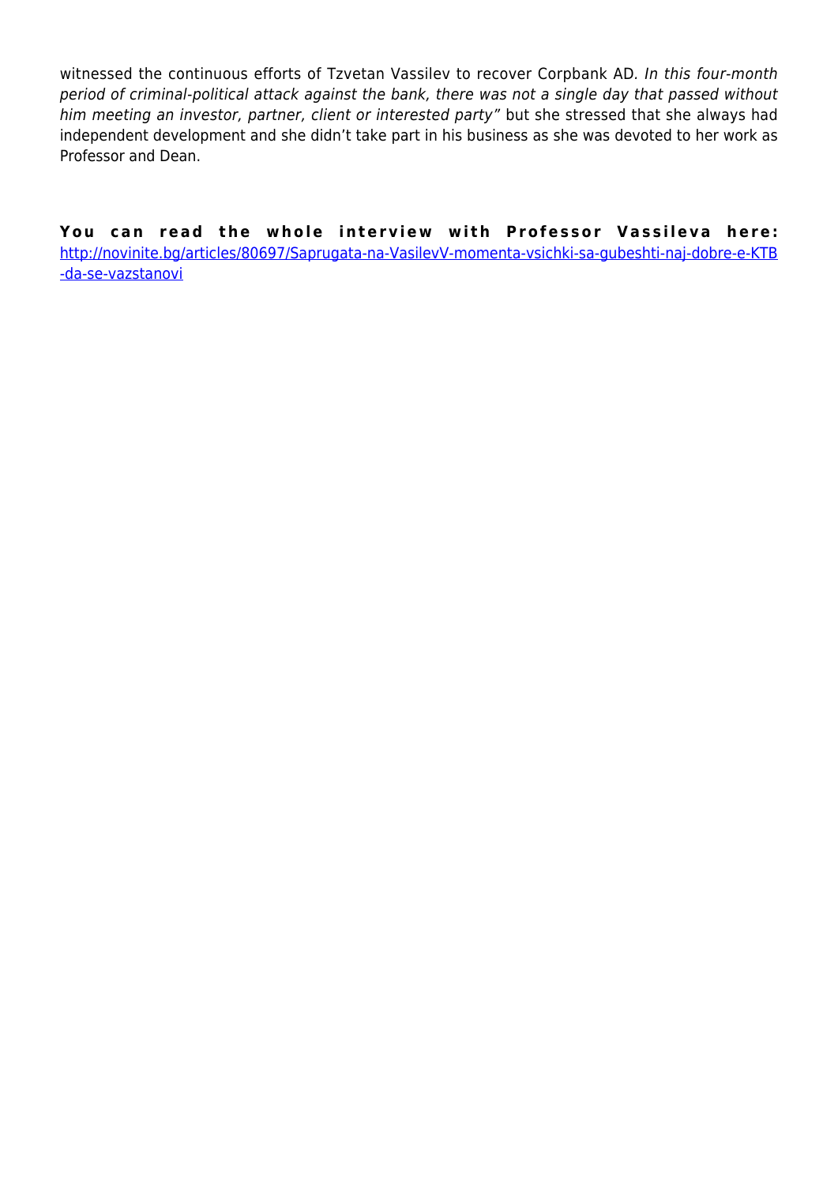witnessed the continuous efforts of Tzvetan Vassilev to recover Corpbank AD. *In this four-month period of criminal-political attack against the bank, there was not a single day that passed without him meeting an investor, partner, client or interested party"* but she stressed that she always had independent development and she didn't take part in his business as she was devoted to her work as Professor and Dean.

**You can read the whole interview with Professor Vassileva here:** [http://novinite.bg/articles/80697/Saprugata-na-VasilevV-momenta-vsichki-sa-gubeshti-naj-dobre-e-KTB-da-se-vazstanovi](http://novinite.bg/articles/80697/Saprugata-na-VasilevV-momenta-vsichki-sa-gubeshti-naj-dobre-e-KTB-da-se-vazstanovi)